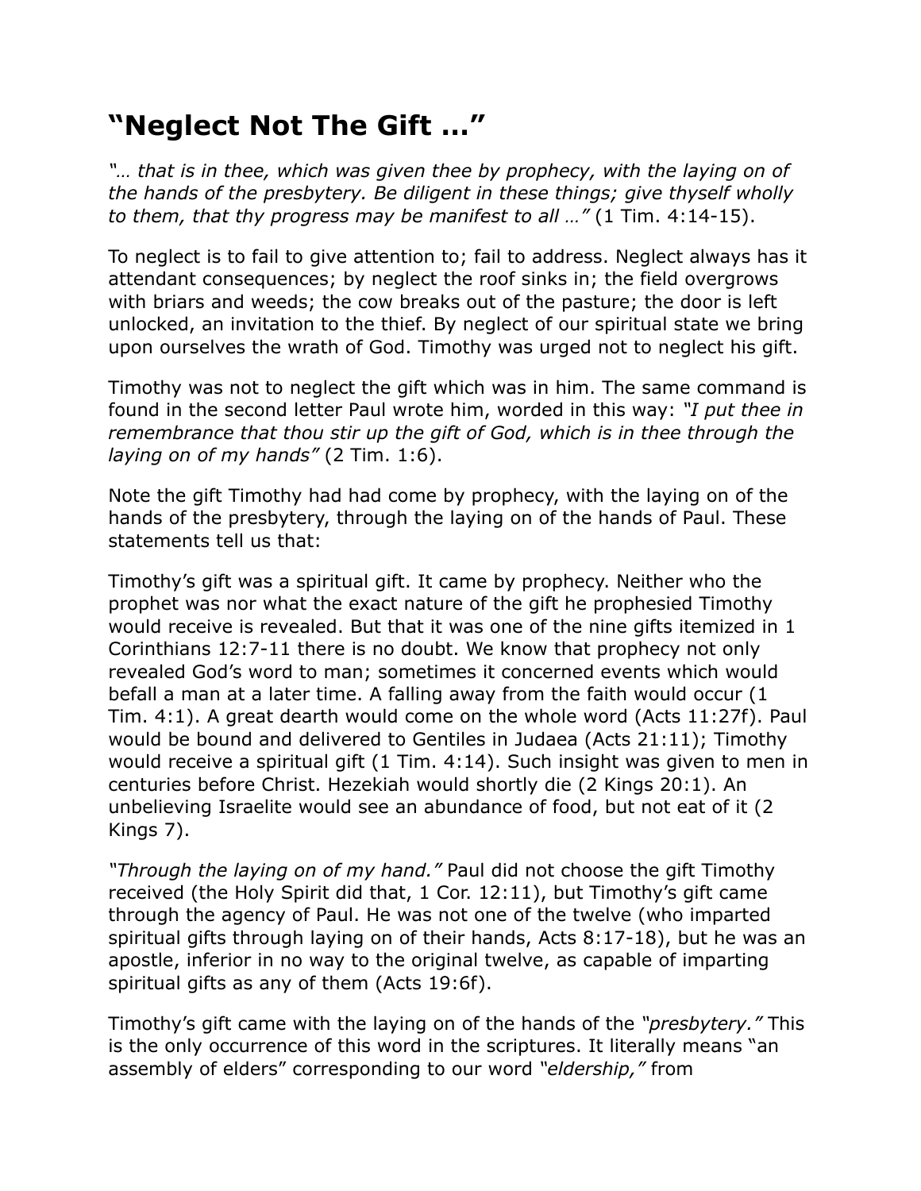# "Neglect Not The Gift …"

*"… that is in thee, which was given thee by prophecy, with the laying on of the hands of the presbytery. Be diligent in these things; give thyself wholly to them, that thy progress may be manifest to all …"* (1 Tim. 4:14-15).

To neglect is to fail to give attention to; fail to address. Neglect always has it attendant consequences; by neglect the roof sinks in; the field overgrows with briars and weeds; the cow breaks out of the pasture; the door is left unlocked, an invitation to the thief. By neglect of our spiritual state we bring upon ourselves the wrath of God. Timothy was urged not to neglect his gift.

Timothy was not to neglect the gift which was in him. The same command is found in the second letter Paul wrote him, worded in this way: *"I put thee in remembrance that thou stir up the gift of God, which is in thee through the laying on of my hands"* (2 Tim. 1:6).

Note the gift Timothy had had come by prophecy, with the laying on of the hands of the presbytery, through the laying on of the hands of Paul. These statements tell us that:

Timothy's gift was a spiritual gift. It came by prophecy. Neither who the prophet was nor what the exact nature of the gift he prophesied Timothy would receive is revealed. But that it was one of the nine gifts itemized in 1 Corinthians 12:7-11 there is no doubt. We know that prophecy not only revealed God's word to man; sometimes it concerned events which would befall a man at a later time. A falling away from the faith would occur (1 Tim. 4:1). A great dearth would come on the whole word (Acts 11:27f). Paul would be bound and delivered to Gentiles in Judaea (Acts 21:11); Timothy would receive a spiritual gift (1 Tim. 4:14). Such insight was given to men in centuries before Christ. Hezekiah would shortly die (2 Kings 20:1). An unbelieving Israelite would see an abundance of food, but not eat of it (2 Kings 7).

*"Through the laying on of my hand."* Paul did not choose the gift Timothy received (the Holy Spirit did that, 1 Cor. 12:11), but Timothy's gift came through the agency of Paul. He was not one of the twelve (who imparted spiritual gifts through laying on of their hands, Acts 8:17-18), but he was an apostle, inferior in no way to the original twelve, as capable of imparting spiritual gifts as any of them (Acts 19:6f).

Timothy's gift came with the laying on of the hands of the *"presbytery."* This is the only occurrence of this word in the scriptures. It literally means "an assembly of elders" corresponding to our word *"eldership,"* from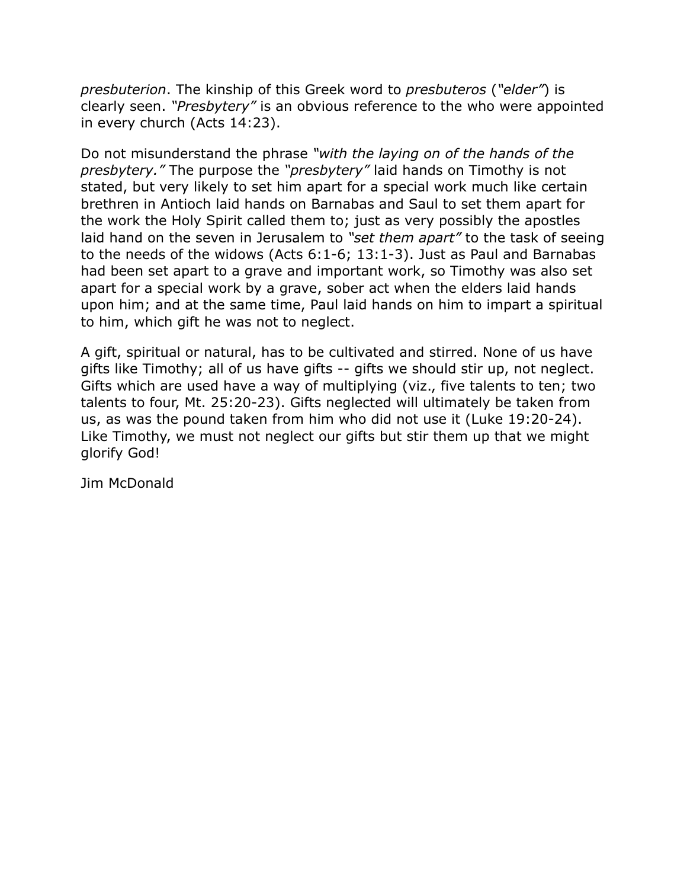*presbuterion*. The kinship of this Greek word to *presbuteros* (*"elder"*) is clearly seen. *"Presbytery"* is an obvious reference to the who were appointed in every church (Acts 14:23).

Do not misunderstand the phrase *"with the laying on of the hands of the presbytery."* The purpose the *"presbytery"* laid hands on Timothy is not stated, but very likely to set him apart for a special work much like certain brethren in Antioch laid hands on Barnabas and Saul to set them apart for the work the Holy Spirit called them to; just as very possibly the apostles laid hand on the seven in Jerusalem to *"set them apart"* to the task of seeing to the needs of the widows (Acts 6:1-6; 13:1-3). Just as Paul and Barnabas had been set apart to a grave and important work, so Timothy was also set apart for a special work by a grave, sober act when the elders laid hands upon him; and at the same time, Paul laid hands on him to impart a spiritual to him, which gift he was not to neglect.

A gift, spiritual or natural, has to be cultivated and stirred. None of us have gifts like Timothy; all of us have gifts -- gifts we should stir up, not neglect. Gifts which are used have a way of multiplying (viz., five talents to ten; two talents to four, Mt. 25:20-23). Gifts neglected will ultimately be taken from us, as was the pound taken from him who did not use it (Luke 19:20-24). Like Timothy, we must not neglect our gifts but stir them up that we might glorify God!

Jim McDonald